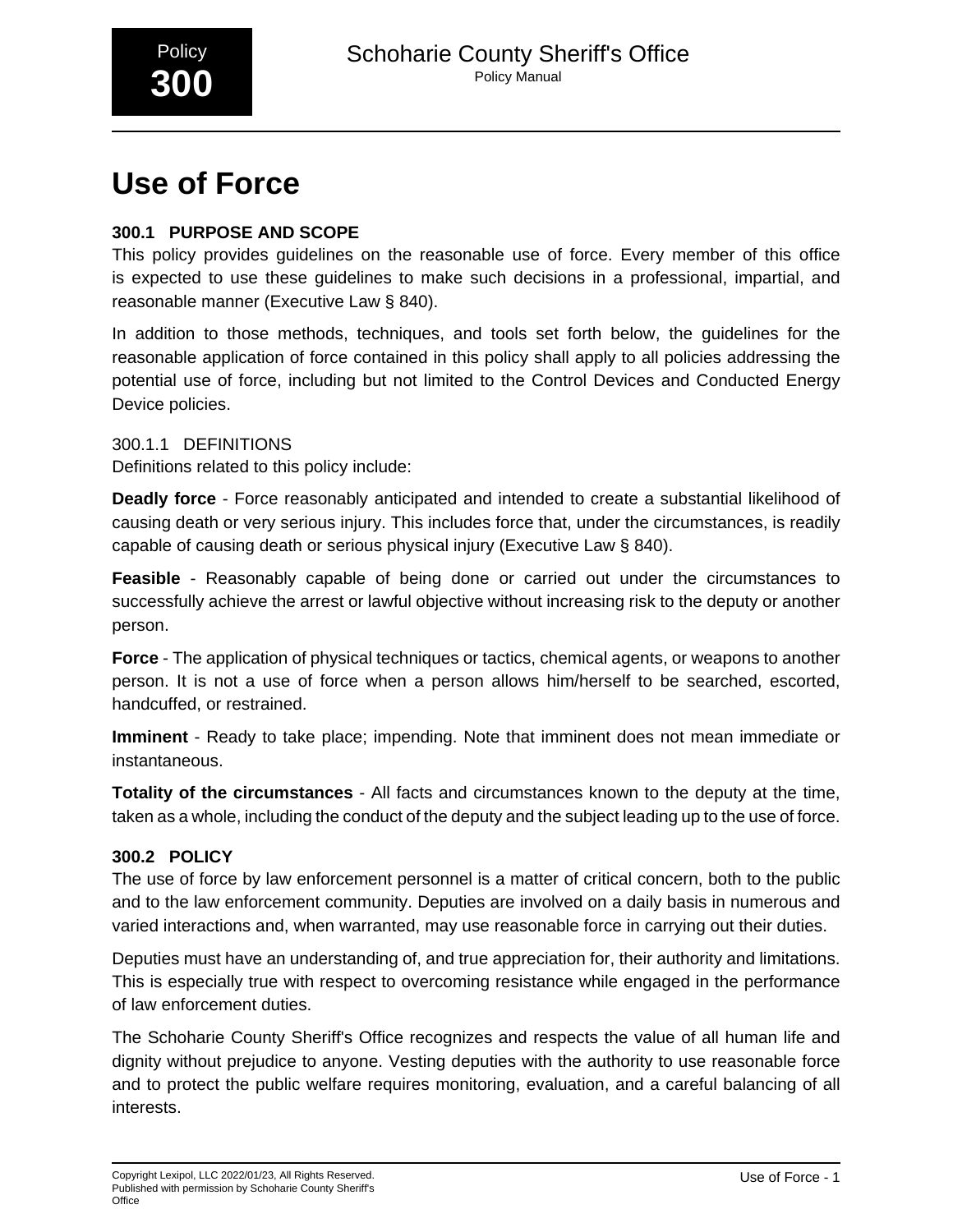# Use of Force

## 300.1 PURPOSE AND SCOPE

This policy provides guidelines on the reasonable use of force. Every member of this office is expected to use these guidelines to make such decisions in a professional, impartial, and reasonable manner (Executive Law § 840).

In addition to those methods, techniques, and tools set forth below, the guidelines for the reasonable application of force contained in this policy shall apply to all policies addressing the potential use of force, including but not limited to the Control Devices and Conducted Energy Device policies.

### 300.1.1 DEFINITIONS

Definitions related to this policy include:

**Deadly force** - Force reasonably anticipated and intended to create a substantial likelihood of causing death or very serious injury. This includes force that, under the circumstances, is readily capable of causing death or serious physical injury (Executive Law § 840).

**Feasible** - Reasonably capable of being done or carried out under the circumstances to successfully achieve the arrest or lawful objective without increasing risk to the deputy or another person.

**Force** - The application of physical techniques or tactics, chemical agents, or weapons to another person. It is not a use of force when a person allows him/herself to be searched, escorted, handcuffed, or restrained.

**Imminent** - Ready to take place; impending. Note that imminent does not mean immediate or instantaneous.

**Totality of the circumstances** - All facts and circumstances known to the deputy at the time, taken as a whole, including the conduct of the deputy and the subject leading up to the use of force.

## 300.2 POLICY

The use of force by law enforcement personnel is a matter of critical concern, both to the public and to the law enforcement community. Deputies are involved on a daily basis in numerous and varied interactions and, when warranted, may use reasonable force in carrying out their duties.

Deputies must have an understanding of, and true appreciation for, their authority and limitations. This is especially true with respect to overcoming resistance while engaged in the performance of law enforcement duties.

The Schoharie County Sheriff's Office recognizes and respects the value of all human life and dignity without prejudice to anyone. Vesting deputies with the authority to use reasonable force and to protect the public welfare requires monitoring, evaluation, and a careful balancing of all interests.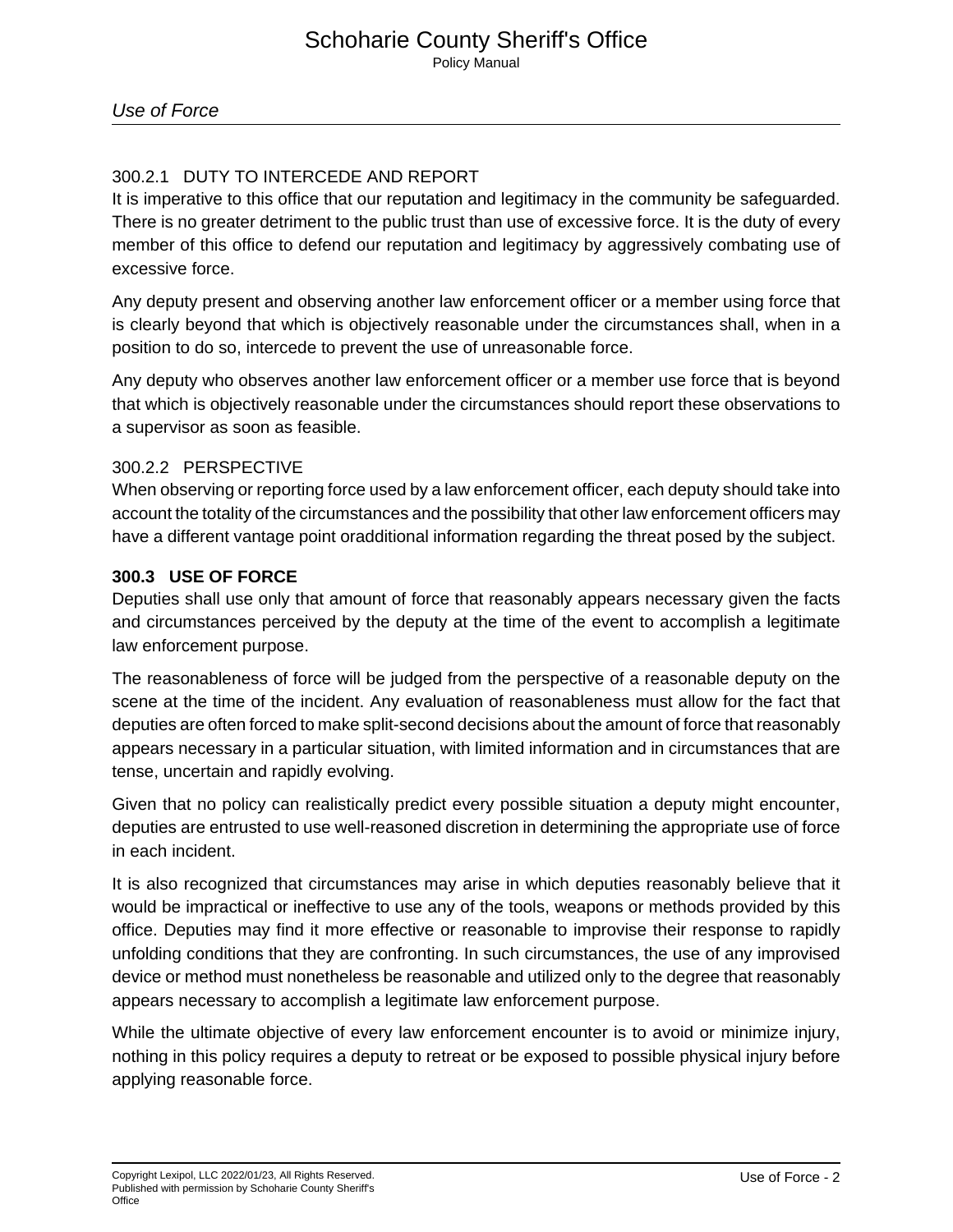### 300.2.1 DUTY TO INTERCEDE AND REPORT

It is imperative to this office that our reputation and legitimacy in the community be safeguarded. There is no greater detriment to the public trust than use of excessive force. It is the duty of every member of this office to defend our reputation and legitimacy by aggressively combating use of excessive force.

Any deputy present and observing another law enforcement officer or a member using force that is clearly beyond that which is objectively reasonable under the circumstances shall, when in a position to do so, intercede to prevent the use of unreasonable force.

Any deputy who observes another law enforcement officer or a member use force that is beyond that which is objectively reasonable under the circumstances should report these observations to a supervisor as soon as feasible.

### 300.2.2 PERSPECTIVE

When observing or reporting force used by a law enforcement officer, each deputy should take into account the totality of the circumstances and the possibility that other law enforcement officers may have a different vantage point oradditional information regarding the threat posed by the subject.

## 300.3 USE OF FORCE

Deputies shall use only that amount of force that reasonably appears necessary given the facts and circumstances perceived by the deputy at the time of the event to accomplish a legitimate law enforcement purpose.

The reasonableness of force will be judged from the perspective of a reasonable deputy on the scene at the time of the incident. Any evaluation of reasonableness must allow for the fact that deputies are often forced to make split-second decisions about the amount of force that reasonably appears necessary in a particular situation, with limited information and in circumstances that are tense, uncertain and rapidly evolving.

Given that no policy can realistically predict every possible situation a deputy might encounter, deputies are entrusted to use well-reasoned discretion in determining the appropriate use of force in each incident.

It is also recognized that circumstances may arise in which deputies reasonably believe that it would be impractical or ineffective to use any of the tools, weapons or methods provided by this office. Deputies may find it more effective or reasonable to improvise their response to rapidly unfolding conditions that they are confronting. In such circumstances, the use of any improvised device or method must nonetheless be reasonable and utilized only to the degree that reasonably appears necessary to accomplish a legitimate law enforcement purpose.

While the ultimate objective of every law enforcement encounter is to avoid or minimize injury, nothing in this policy requires a deputy to retreat or be exposed to possible physical injury before applying reasonable force.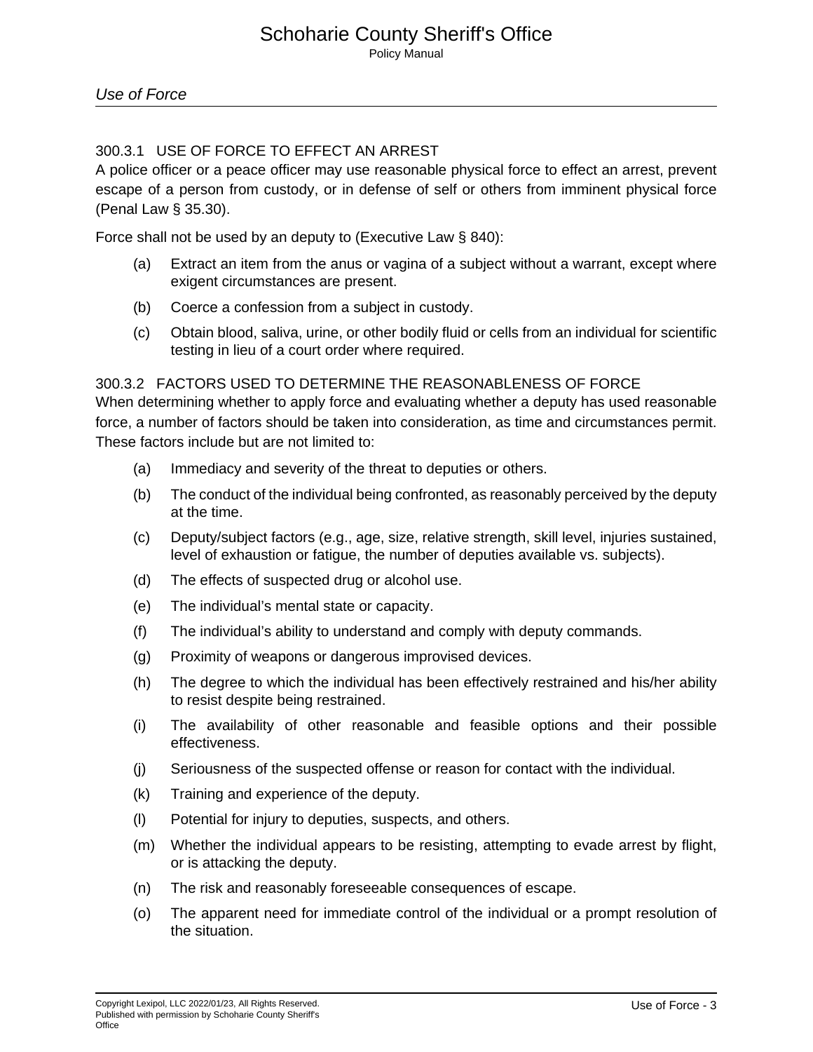### 300.3.1 USE OF FORCE TO EFFECT AN ARREST

A police officer or a peace officer may use reasonable physical force to effect an arrest, prevent escape of a person from custody, or in defense of self or others from imminent physical force (Penal Law § 35.30).

Force shall not be used by an deputy to (Executive Law § 840):

(a) Extract an item from the anus or vagina of a subject without a warrant, except where exigent circumstances are present.

(b) Coerce a confession from a subject in custody.

(c) Obtain blood, saliva, urine, or other bodily fluid or cells from an individual for scientific testing in lieu of a court order where required.

### 300.3.2 FACTORS USED TO DETERMINE THE REASONABLENESS OF FORCE

When determining whether to apply force and evaluating whether a deputy has used reasonable force, a number of factors should be taken into consideration, as time and circumstances permit. These factors include but are not limited to:

(a) Immediacy and severity of the threat to deputies or others.

(b) The conduct of the individual being confronted, as reasonably perceived by the deputy at the time.

(c) Deputy/subject factors (e.g., age, size, relative strength, skill level, injuries sustained, level of exhaustion or fatigue, the number of deputies available vs. subjects).

(d) The effects of suspected drug or alcohol use.

(e) The individual’s mental state or capacity.

(f) The individual’s ability to understand and comply with deputy commands.

(g) Proximity of weapons or dangerous improvised devices.

(h) The degree to which the individual has been effectively restrained and his/her ability to resist despite being restrained.

(i) The availability of other reasonable and feasible options and their possible effectiveness.

(j) Seriousness of the suspected offense or reason for contact with the individual.

(k) Training and experience of the deputy.

(l) Potential for injury to deputies, suspects, and others.

(m) Whether the individual appears to be resisting, attempting to evade arrest by flight, or is attacking the deputy.

(n) The risk and reasonably foreseeable consequences of escape.

(o) The apparent need for immediate control of the individual or a prompt resolution of the situation.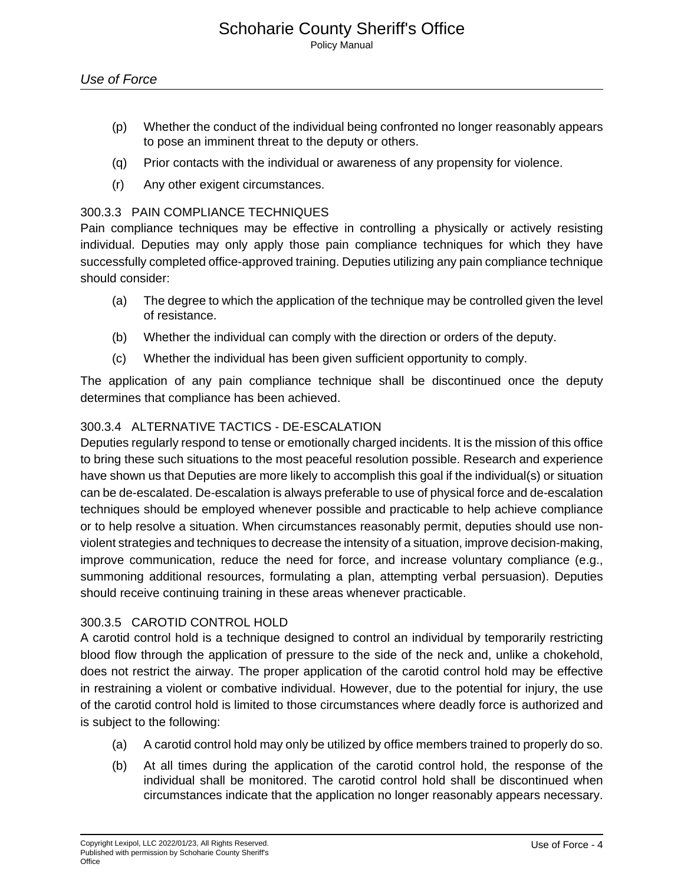(p) Whether the conduct of the individual being confronted no longer reasonably appears to pose an imminent threat to the deputy or others.

(q) Prior contacts with the individual or awareness of any propensity for violence.

(r) Any other exigent circumstances.

### 300.3.3 PAIN COMPLIANCE TECHNIQUES

Pain compliance techniques may be effective in controlling a physically or actively resisting individual. Deputies may only apply those pain compliance techniques for which they have successfully completed office-approved training. Deputies utilizing any pain compliance technique should consider:

(a) The degree to which the application of the technique may be controlled given the level of resistance.

(b) Whether the individual can comply with the direction or orders of the deputy.

(c) Whether the individual has been given sufficient opportunity to comply.

The application of any pain compliance technique shall be discontinued once the deputy determines that compliance has been achieved.

### 300.3.4 ALTERNATIVE TACTICS - DE-ESCALATION

Deputies regularly respond to tense or emotionally charged incidents. It is the mission of this office to bring these such situations to the most peaceful resolution possible. Research and experience have shown us that Deputies are more likely to accomplish this goal if the individual(s) or situation can be de-escalated. De-escalation is always preferable to use of physical force and de-escalation techniques should be employed whenever possible and practicable to help achieve compliance or to help resolve a situation. When circumstances reasonably permit, deputies should use non-violent strategies and techniques to decrease the intensity of a situation, improve decision-making, improve communication, reduce the need for force, and increase voluntary compliance (e.g., summoning additional resources, formulating a plan, attempting verbal persuasion). Deputies should receive continuing training in these areas whenever practicable.

### 300.3.5 CAROTID CONTROL HOLD

A carotid control hold is a technique designed to control an individual by temporarily restricting blood flow through the application of pressure to the side of the neck and, unlike a chokehold, does not restrict the airway. The proper application of the carotid control hold may be effective in restraining a violent or combative individual. However, due to the potential for injury, the use of the carotid control hold is limited to those circumstances where deadly force is authorized and is subject to the following:

(a) A carotid control hold may only be utilized by office members trained to properly do so.

(b) At all times during the application of the carotid control hold, the response of the individual shall be monitored. The carotid control hold shall be discontinued when circumstances indicate that the application no longer reasonably appears necessary.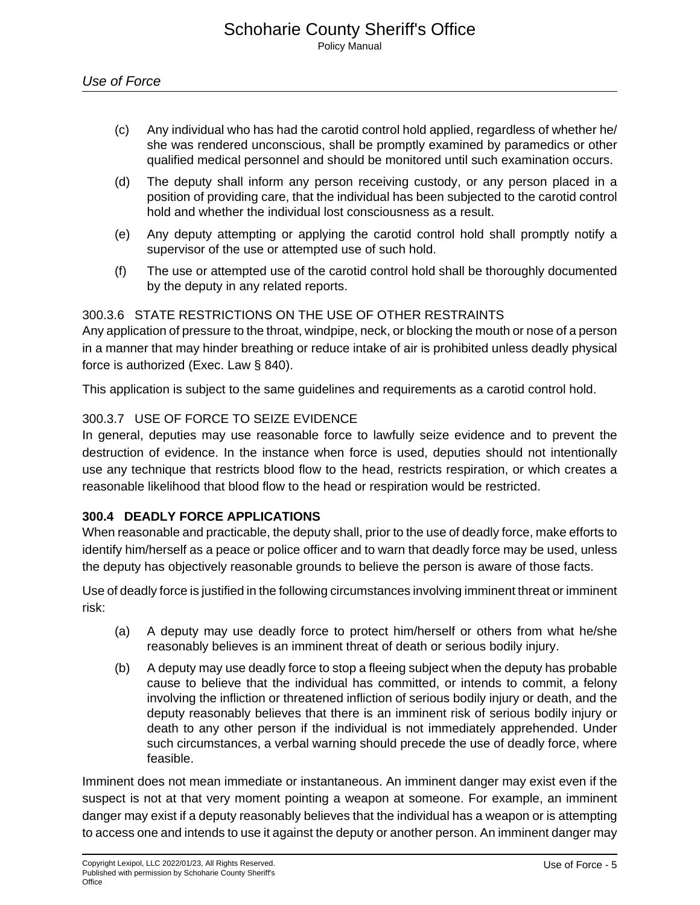(c) Any individual who has had the carotid control hold applied, regardless of whether he/she was rendered unconscious, shall be promptly examined by paramedics or other qualified medical personnel and should be monitored until such examination occurs.

(d) The deputy shall inform any person receiving custody, or any person placed in a position of providing care, that the individual has been subjected to the carotid control hold and whether the individual lost consciousness as a result.

(e) Any deputy attempting or applying the carotid control hold shall promptly notify a supervisor of the use or attempted use of such hold.

(f) The use or attempted use of the carotid control hold shall be thoroughly documented by the deputy in any related reports.

### 300.3.6 STATE RESTRICTIONS ON THE USE OF OTHER RESTRAINTS

Any application of pressure to the throat, windpipe, neck, or blocking the mouth or nose of a person in a manner that may hinder breathing or reduce intake of air is prohibited unless deadly physical force is authorized (Exec. Law § 840).

This application is subject to the same guidelines and requirements as a carotid control hold.

### 300.3.7 USE OF FORCE TO SEIZE EVIDENCE

In general, deputies may use reasonable force to lawfully seize evidence and to prevent the destruction of evidence. In the instance when force is used, deputies should not intentionally use any technique that restricts blood flow to the head, restricts respiration, or which creates a reasonable likelihood that blood flow to the head or respiration would be restricted.

## 300.4 DEADLY FORCE APPLICATIONS

When reasonable and practicable, the deputy shall, prior to the use of deadly force, make efforts to identify him/herself as a peace or police officer and to warn that deadly force may be used, unless the deputy has objectively reasonable grounds to believe the person is aware of those facts.

Use of deadly force is justified in the following circumstances involving imminent threat or imminent risk:

(a) A deputy may use deadly force to protect him/herself or others from what he/she reasonably believes is an imminent threat of death or serious bodily injury.

(b) A deputy may use deadly force to stop a fleeing subject when the deputy has probable cause to believe that the individual has committed, or intends to commit, a felony involving the infliction or threatened infliction of serious bodily injury or death, and the deputy reasonably believes that there is an imminent risk of serious bodily injury or death to any other person if the individual is not immediately apprehended. Under such circumstances, a verbal warning should precede the use of deadly force, where feasible.

Imminent does not mean immediate or instantaneous. An imminent danger may exist even if the suspect is not at that very moment pointing a weapon at someone. For example, an imminent danger may exist if a deputy reasonably believes that the individual has a weapon or is attempting to access one and intends to use it against the deputy or another person. An imminent danger may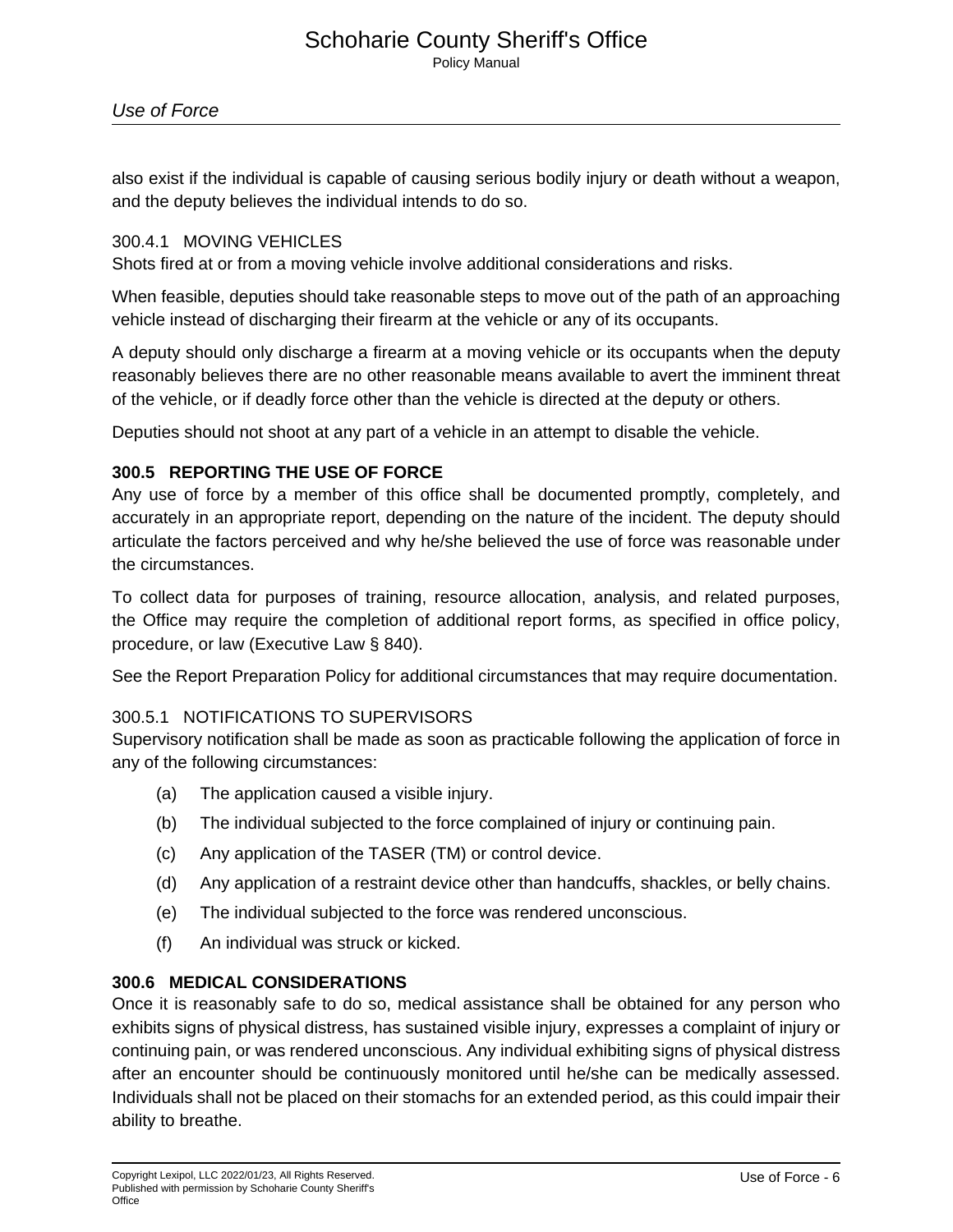also exist if the individual is capable of causing serious bodily injury or death without a weapon, and the deputy believes the individual intends to do so.

### 300.4.1 MOVING VEHICLES

Shots fired at or from a moving vehicle involve additional considerations and risks.

When feasible, deputies should take reasonable steps to move out of the path of an approaching vehicle instead of discharging their firearm at the vehicle or any of its occupants.

A deputy should only discharge a firearm at a moving vehicle or its occupants when the deputy reasonably believes there are no other reasonable means available to avert the imminent threat of the vehicle, or if deadly force other than the vehicle is directed at the deputy or others.

Deputies should not shoot at any part of a vehicle in an attempt to disable the vehicle.

## 300.5 REPORTING THE USE OF FORCE

Any use of force by a member of this office shall be documented promptly, completely, and accurately in an appropriate report, depending on the nature of the incident. The deputy should articulate the factors perceived and why he/she believed the use of force was reasonable under the circumstances.

To collect data for purposes of training, resource allocation, analysis, and related purposes, the Office may require the completion of additional report forms, as specified in office policy, procedure, or law (Executive Law § 840).

See the Report Preparation Policy for additional circumstances that may require documentation.

### 300.5.1 NOTIFICATIONS TO SUPERVISORS

Supervisory notification shall be made as soon as practicable following the application of force in any of the following circumstances:

(a) The application caused a visible injury.

(b) The individual subjected to the force complained of injury or continuing pain.

(c) Any application of the TASER (TM) or control device.

(d) Any application of a restraint device other than handcuffs, shackles, or belly chains.

(e) The individual subjected to the force was rendered unconscious.

(f) An individual was struck or kicked.

## 300.6 MEDICAL CONSIDERATIONS

Once it is reasonably safe to do so, medical assistance shall be obtained for any person who exhibits signs of physical distress, has sustained visible injury, expresses a complaint of injury or continuing pain, or was rendered unconscious. Any individual exhibiting signs of physical distress after an encounter should be continuously monitored until he/she can be medically assessed. Individuals shall not be placed on their stomachs for an extended period, as this could impair their ability to breathe.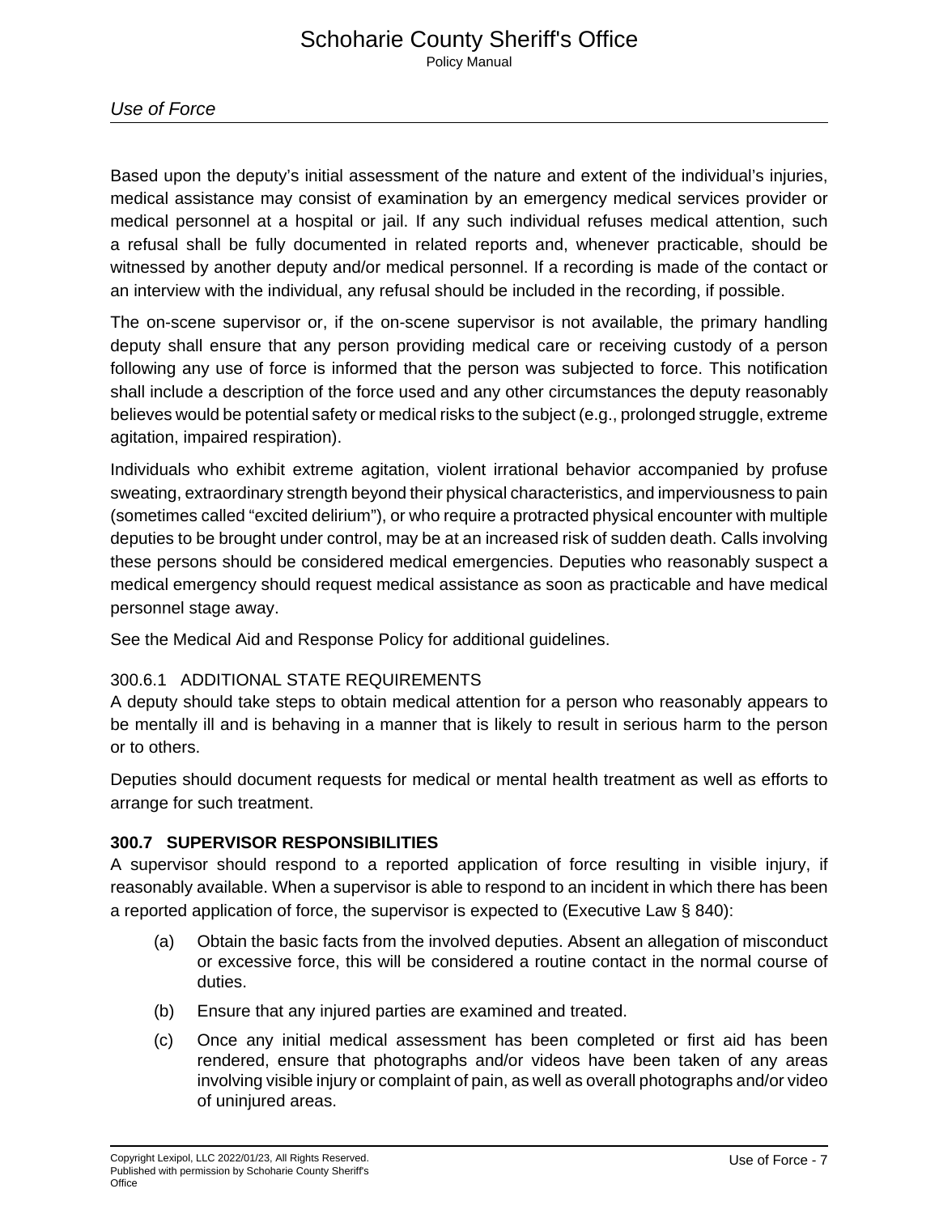Based upon the deputy's initial assessment of the nature and extent of the individual's injuries, medical assistance may consist of examination by an emergency medical services provider or medical personnel at a hospital or jail. If any such individual refuses medical attention, such a refusal shall be fully documented in related reports and, whenever practicable, should be witnessed by another deputy and/or medical personnel. If a recording is made of the contact or an interview with the individual, any refusal should be included in the recording, if possible.

The on-scene supervisor or, if the on-scene supervisor is not available, the primary handling deputy shall ensure that any person providing medical care or receiving custody of a person following any use of force is informed that the person was subjected to force. This notification shall include a description of the force used and any other circumstances the deputy reasonably believes would be potential safety or medical risks to the subject (e.g., prolonged struggle, extreme agitation, impaired respiration).

Individuals who exhibit extreme agitation, violent irrational behavior accompanied by profuse sweating, extraordinary strength beyond their physical characteristics, and imperviousness to pain (sometimes called "excited delirium"), or who require a protracted physical encounter with multiple deputies to be brought under control, may be at an increased risk of sudden death. Calls involving these persons should be considered medical emergencies. Deputies who reasonably suspect a medical emergency should request medical assistance as soon as practicable and have medical personnel stage away.

See the Medical Aid and Response Policy for additional guidelines.

### 300.6.1 ADDITIONAL STATE REQUIREMENTS

A deputy should take steps to obtain medical attention for a person who reasonably appears to be mentally ill and is behaving in a manner that is likely to result in serious harm to the person or to others.

Deputies should document requests for medical or mental health treatment as well as efforts to arrange for such treatment.

## 300.7 SUPERVISOR RESPONSIBILITIES

A supervisor should respond to a reported application of force resulting in visible injury, if reasonably available. When a supervisor is able to respond to an incident in which there has been a reported application of force, the supervisor is expected to (Executive Law § 840):

(a) Obtain the basic facts from the involved deputies. Absent an allegation of misconduct or excessive force, this will be considered a routine contact in the normal course of duties.

(b) Ensure that any injured parties are examined and treated.

(c) Once any initial medical assessment has been completed or first aid has been rendered, ensure that photographs and/or videos have been taken of any areas involving visible injury or complaint of pain, as well as overall photographs and/or video of uninjured areas.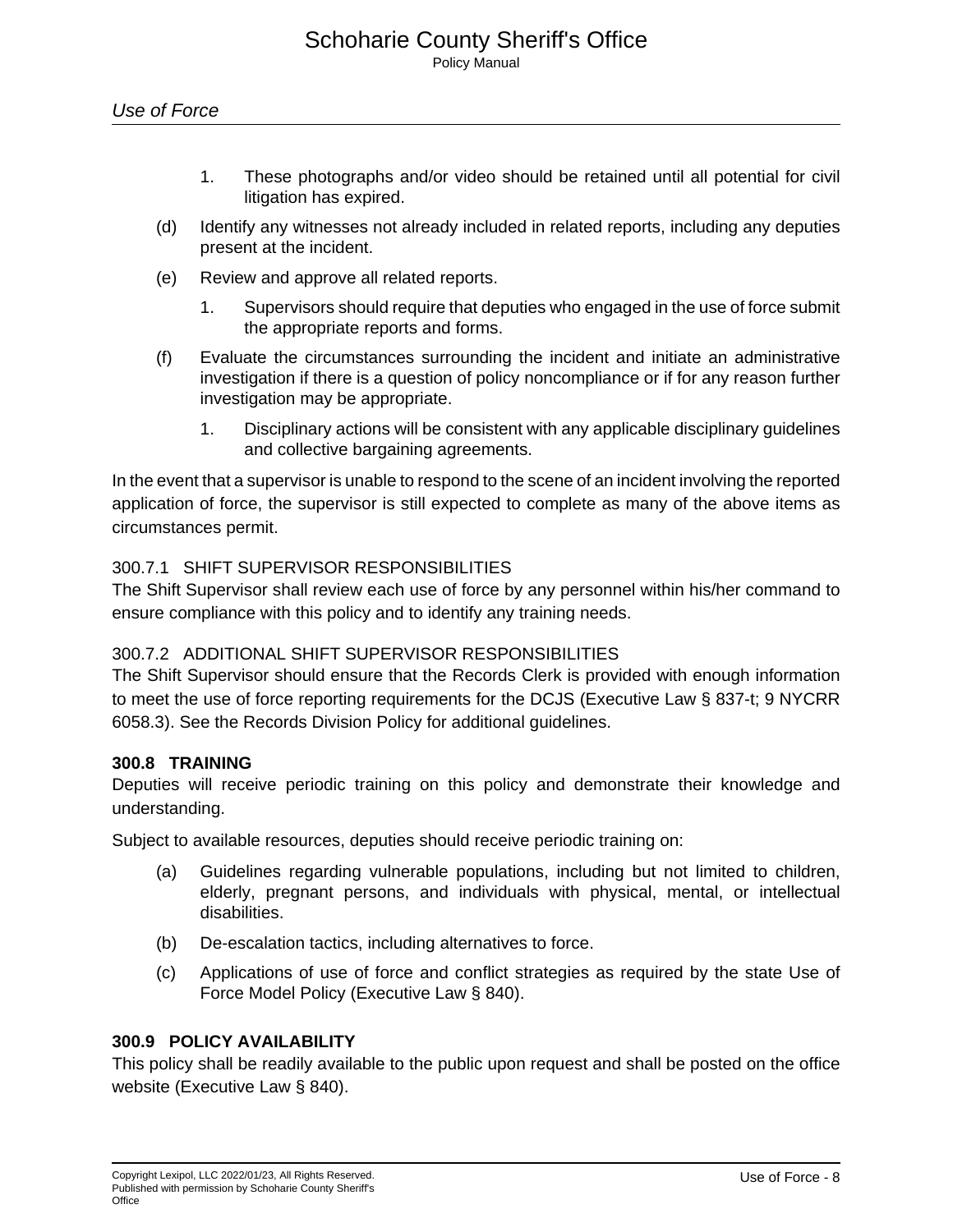1. These photographs and/or video should be retained until all potential for civil litigation has expired.

(d) Identify any witnesses not already included in related reports, including any deputies present at the incident.

(e) Review and approve all related reports.

1. Supervisors should require that deputies who engaged in the use of force submit the appropriate reports and forms.

(f) Evaluate the circumstances surrounding the incident and initiate an administrative investigation if there is a question of policy noncompliance or if for any reason further investigation may be appropriate.

1. Disciplinary actions will be consistent with any applicable disciplinary guidelines and collective bargaining agreements.

In the event that a supervisor is unable to respond to the scene of an incident involving the reported application of force, the supervisor is still expected to complete as many of the above items as circumstances permit.

### 300.7.1 SHIFT SUPERVISOR RESPONSIBILITIES

The Shift Supervisor shall review each use of force by any personnel within his/her command to ensure compliance with this policy and to identify any training needs.

### 300.7.2 ADDITIONAL SHIFT SUPERVISOR RESPONSIBILITIES

The Shift Supervisor should ensure that the Records Clerk is provided with enough information to meet the use of force reporting requirements for the DCJS (Executive Law § 837-t; 9 NYCRR 6058.3). See the Records Division Policy for additional guidelines.

## 300.8 TRAINING

Deputies will receive periodic training on this policy and demonstrate their knowledge and understanding.

Subject to available resources, deputies should receive periodic training on:

(a) Guidelines regarding vulnerable populations, including but not limited to children, elderly, pregnant persons, and individuals with physical, mental, or intellectual disabilities.

(b) De-escalation tactics, including alternatives to force.

(c) Applications of use of force and conflict strategies as required by the state Use of Force Model Policy (Executive Law § 840).

## 300.9 POLICY AVAILABILITY

This policy shall be readily available to the public upon request and shall be posted on the office website (Executive Law § 840).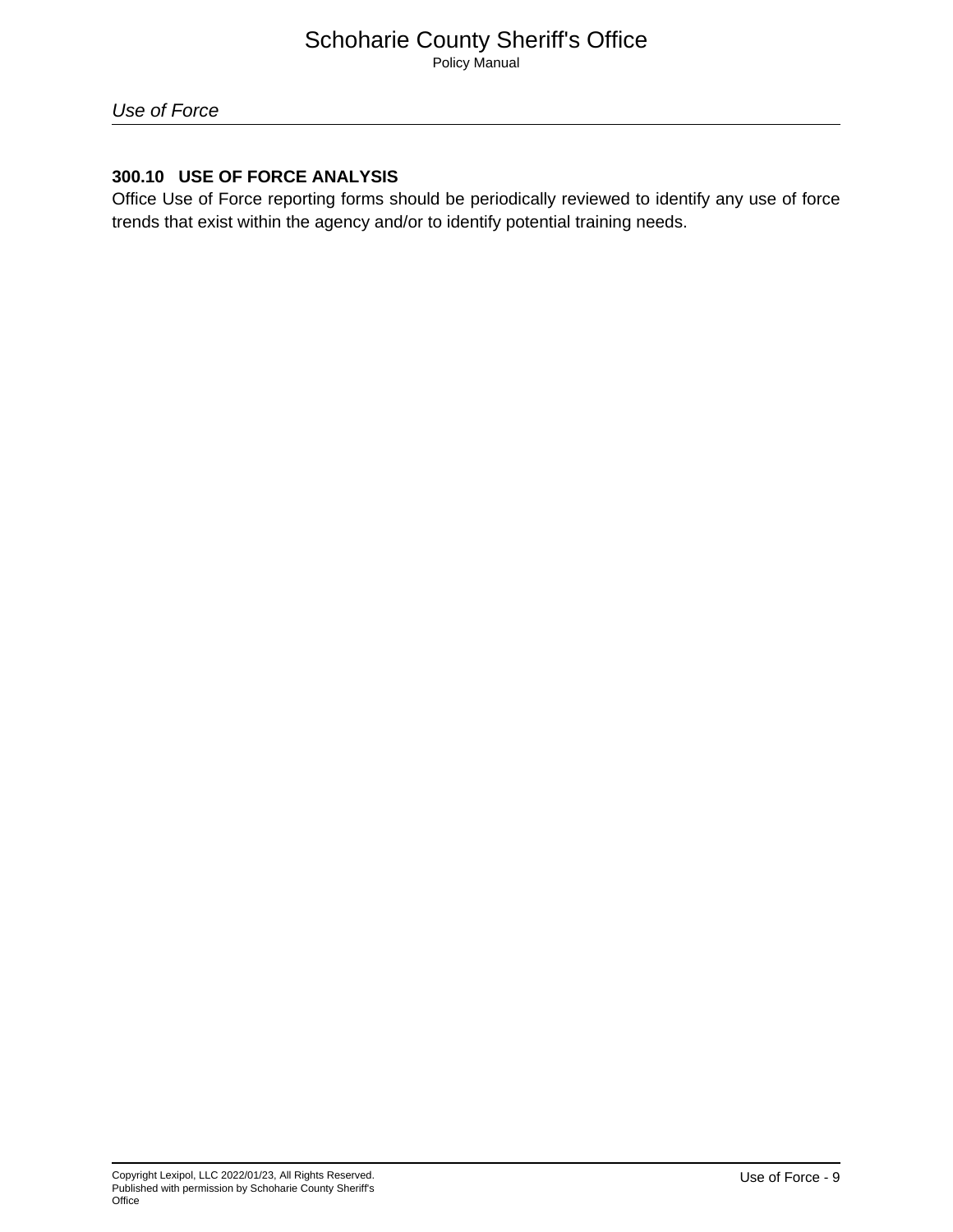## 300.10 USE OF FORCE ANALYSIS

Office Use of Force reporting forms should be periodically reviewed to identify any use of force trends that exist within the agency and/or to identify potential training needs.